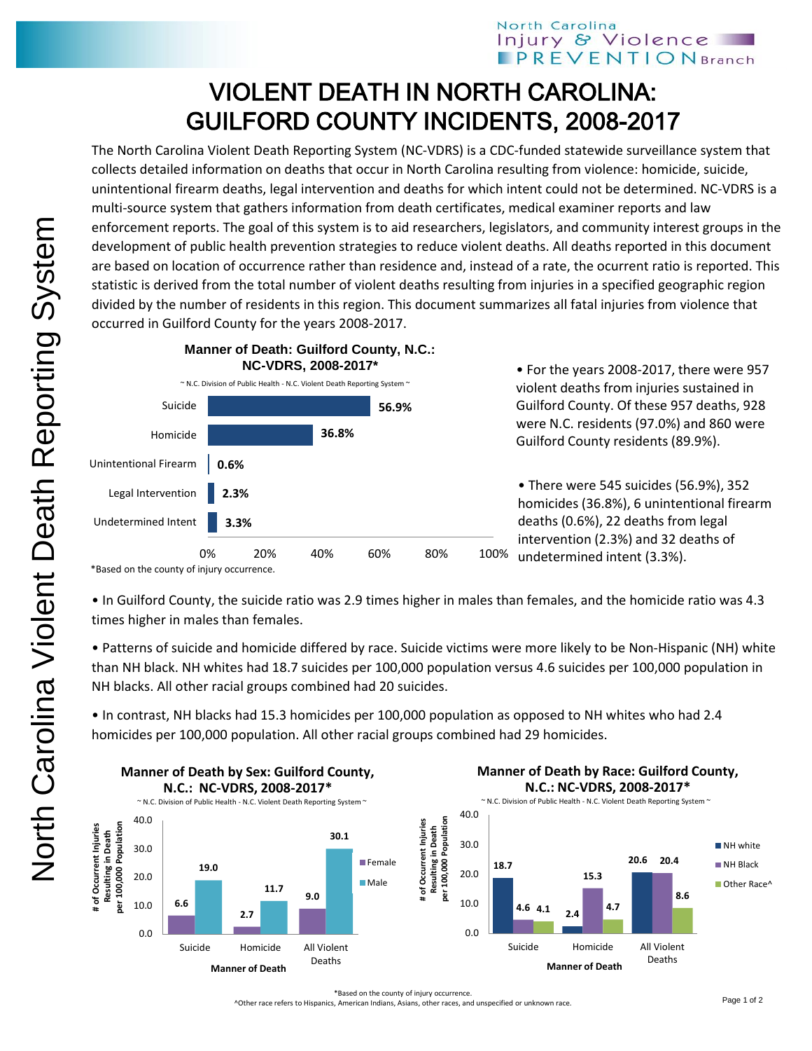# VIOLENT DEATH IN NORTH CAROLINA: GUILFORD COUNTY INCIDENTS, 2008-2017

The North Carolina Violent Death Reporting System (NC-VDRS) is a CDC-funded statewide surveillance system that collects detailed information on deaths that occur in North Carolina resulting from violence: homicide, suicide, unintentional firearm deaths, legal intervention and deaths for which intent could not be determined. NC-VDRS is a multi-source system that gathers information from death certificates, medical examiner reports and law enforcement reports. The goal of this system is to aid researchers, legislators, and community interest groups in the development of public health prevention strategies to reduce violent deaths. All deaths reported in this document are based on location of occurrence rather than residence and, instead of a rate, the ocurrent ratio is reported. This statistic is derived from the total number of violent deaths resulting from injuries in a specified geographic region divided by the number of residents in this region. This document summarizes all fatal injuries from violence that occurred in Guilford County for the years 2008-2017.

**Manner of Death: Guilford County, N.C.: NC-VDRS, 2008-2017***

~ N.C. Division of Public Health - N.C. Violent Death Reporting System ~

| Manner of Death | Percent |
|---|---|
| Suicide | 56.9% |
| Homicide | 36.8% |
| Unintentional Firearm | 0.6% |
| Legal Intervention | 2.3% |
| Undetermined Intent | 3.3% |

*Based on the county of injury occurrence.

- For the years 2008-2017, there were 957 violent deaths from injuries sustained in Guilford County. Of these 957 deaths, 928 were N.C. residents (97.0%) and 860 were Guilford County residents (89.9%).

- There were 545 suicides (56.9%), 352 homicides (36.8%), 6 unintentional firearm deaths (0.6%), 22 deaths from legal intervention (2.3%) and 32 deaths of undetermined intent (3.3%).

- In Guilford County, the suicide ratio was 2.9 times higher in males than females, and the homicide ratio was 4.3 times higher in males than females.

- Patterns of suicide and homicide differed by race. Suicide victims were more likely to be Non-Hispanic (NH) white than NH black. NH whites had 18.7 suicides per 100,000 population versus 4.6 suicides per 100,000 population in NH blacks. All other racial groups combined had 20 suicides.

- In contrast, NH blacks had 15.3 homicides per 100,000 population as opposed to NH whites who had 2.4 homicides per 100,000 population. All other racial groups combined had 29 homicides.

**Manner of Death by Sex: Guilford County, N.C.: NC-VDRS, 2008-2017***

~ N.C. Division of Public Health - N.C. Violent Death Reporting System ~

# of Occurrent Injuries Resulting in Death per 100,000 Population

| Manner of Death | Female | Male |
|---|---|---|
| Suicide | 6.6 | 19.0 |
| Homicide | 2.7 | 11.7 |
| All Violent Deaths | 9.0 | 30.1 |

**Manner of Death by Race: Guilford County, N.C.: NC-VDRS, 2008-2017***

~ N.C. Division of Public Health - N.C. Violent Death Reporting System ~

# of Occurrent Injuries Resulting in Death per 100,000 Population

| Manner of Death | NH white | NH Black | Other Race^ |
|---|---|---|---|
| Suicide | 18.7 | 4.6 | 4.1 |
| Homicide | 2.4 | 15.3 | 4.7 |
| All Violent Deaths | 20.6 | 20.4 | 8.6 |

*Based on the county of injury occurrence.

^Other race refers to Hispanics, American Indians, Asians, other races, and unspecified or unknown race.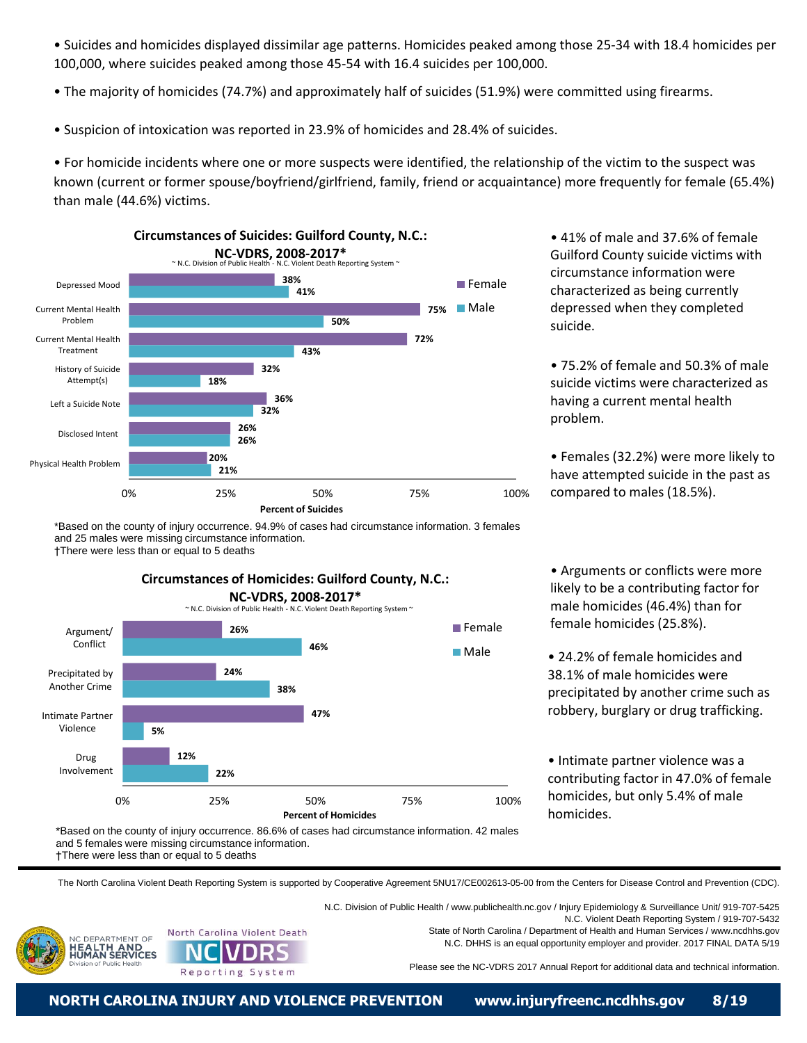- Suicides and homicides displayed dissimilar age patterns. Homicides peaked among those 25-34 with 18.4 homicides per 100,000, where suicides peaked among those 45-54 with 16.4 suicides per 100,000.
- The majority of homicides (74.7%) and approximately half of suicides (51.9%) were committed using firearms.
- Suspicion of intoxication was reported in 23.9% of homicides and 28.4% of suicides.
- For homicide incidents where one or more suspects were identified, the relationship of the victim to the suspect was known (current or former spouse/boyfriend/girlfriend, family, friend or acquaintance) more frequently for female (65.4%) than male (44.6%) victims.

**Circumstances of Suicides: Guilford County, N.C.: NC-VDRS, 2008-2017***

~ N.C. Division of Public Health - N.C. Violent Death Reporting System ~

Female
Male

Depressed Mood: 38% 41%
Current Mental Health Problem: 75% 50%
Current Mental Health Treatment: 72% 43%
History of Suicide Attempt(s): 32% 18%
Left a Suicide Note: 36% 32%
Disclosed Intent: 26% 26%
Physical Health Problem: 20% 21%

0% 25% 50% 75% 100%

Percent of Suicides

*Based on the county of injury occurrence. 94.9% of cases had circumstance information. 3 females and 25 males were missing circumstance information.
†There were less than or equal to 5 deaths

- 41% of male and 37.6% of female Guilford County suicide victims with circumstance information were characterized as being currently depressed when they completed suicide.
- 75.2% of female and 50.3% of male suicide victims were characterized as having a current mental health problem.
- Females (32.2%) were more likely to have attempted suicide in the past as compared to males (18.5%).

**Circumstances of Homicides: Guilford County, N.C.: NC-VDRS, 2008-2017***

~ N.C. Division of Public Health - N.C. Violent Death Reporting System ~

Female
Male

Argument/Conflict: 26% 46%
Precipitated by Another Crime: 24% 38%
Intimate Partner Violence: 47% 5%
Drug Involvement: 12% 22%

0% 25% 50% 75% 100%

Percent of Homicides

*Based on the county of injury occurrence. 86.6% of cases had circumstance information. 42 males and 5 females were missing circumstance information.
†There were less than or equal to 5 deaths

- Arguments or conflicts were more likely to be a contributing factor for male homicides (46.4%) than for female homicides (25.8%).
- 24.2% of female homicides and 38.1% of male homicides were precipitated by another crime such as robbery, burglary or drug trafficking.
- Intimate partner violence was a contributing factor in 47.0% of female homicides, but only 5.4% of male homicides.

The North Carolina Violent Death Reporting System is supported by Cooperative Agreement 5NU17/CE002613-05-00 from the Centers for Disease Control and Prevention (CDC).

N.C. Division of Public Health / www.publichealth.nc.gov / Injury Epidemiology & Surveillance Unit/ 919-707-5425
N.C. Violent Death Reporting System / 919-707-5432
State of North Carolina / Department of Health and Human Services / www.ncdhhs.gov
N.C. DHHS is an equal opportunity employer and provider. 2017 FINAL DATA 5/19

Please see the NC-VDRS 2017 Annual Report for additional data and technical information.

NORTH CAROLINA INJURY AND VIOLENCE PREVENTION www.injuryfreenc.ncdhhs.gov 8/19